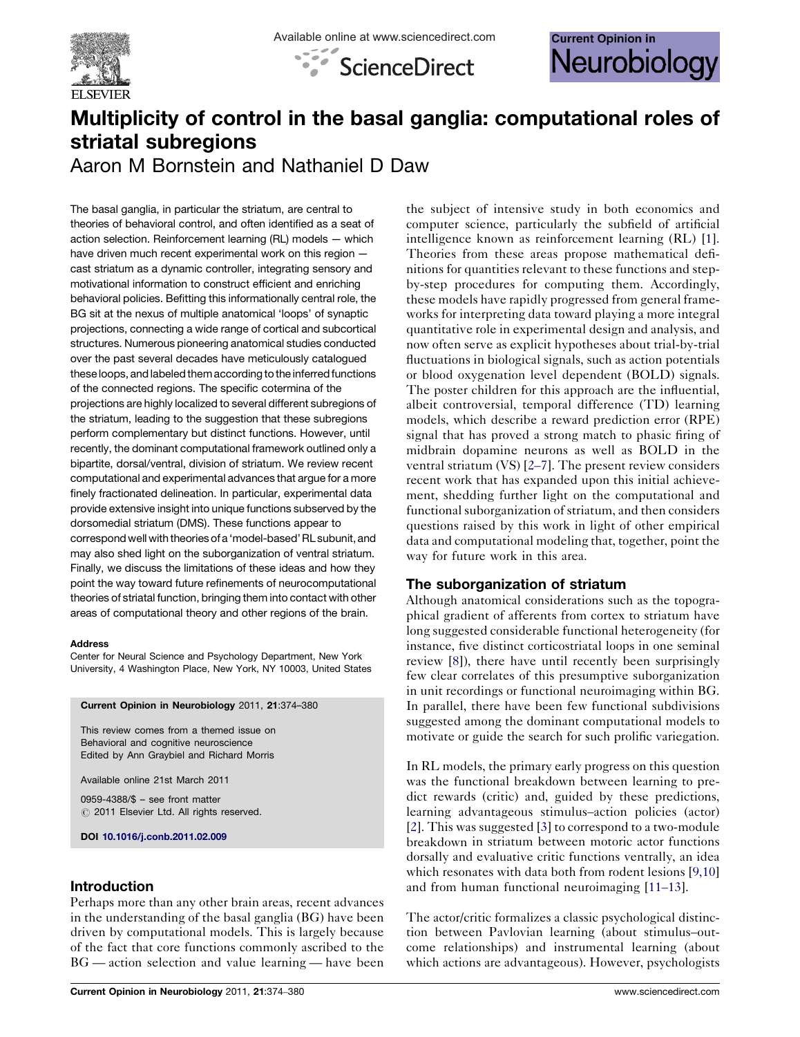# Multiplicity of control in the basal ganglia: computational roles of striatal subregions

Aaron M Bornstein and Nathaniel D Daw

The basal ganglia, in particular the striatum, are central to theories of behavioral control, and often identified as a seat of action selection. Reinforcement learning (RL) models — which have driven much recent experimental work on this region — cast striatum as a dynamic controller, integrating sensory and motivational information to construct efficient and enriching behavioral policies. Befitting this informationally central role, the BG sit at the nexus of multiple anatomical 'loops' of synaptic projections, connecting a wide range of cortical and subcortical structures. Numerous pioneering anatomical studies conducted over the past several decades have meticulously catalogued these loops, and labeled them according to the inferred functions of the connected regions. The specific cotermina of the projections are highly localized to several different subregions of the striatum, leading to the suggestion that these subregions perform complementary but distinct functions. However, until recently, the dominant computational framework outlined only a bipartite, dorsal/ventral, division of striatum. We review recent computational and experimental advances that argue for a more finely fractionated delineation. In particular, experimental data provide extensive insight into unique functions subserved by the dorsomedial striatum (DMS). These functions appear to correspond well with theories of a 'model-based' RL subunit, and may also shed light on the suborganization of ventral striatum. Finally, we discuss the limitations of these ideas and how they point the way toward future refinements of neurocomputational theories of striatal function, bringing them into contact with other areas of computational theory and other regions of the brain.

**Address**
Center for Neural Science and Psychology Department, New York University, 4 Washington Place, New York, NY 10003, United States

**Current Opinion in Neurobiology** 2011, **21**:374–380

This review comes from a themed issue on Behavioral and cognitive neuroscience
Edited by Ann Graybiel and Richard Morris

Available online 21st March 2011

0959-4388/$ – see front matter
© 2011 Elsevier Ltd. All rights reserved.

**DOI** 10.1016/j.conb.2011.02.009

## Introduction

Perhaps more than any other brain areas, recent advances in the understanding of the basal ganglia (BG) have been driven by computational models. This is largely because of the fact that core functions commonly ascribed to the BG — action selection and value learning — have been the subject of intensive study in both economics and computer science, particularly the subfield of artificial intelligence known as reinforcement learning (RL) [1]. Theories from these areas propose mathematical definitions for quantities relevant to these functions and step-by-step procedures for computing them. Accordingly, these models have rapidly progressed from general frameworks for interpreting data toward playing a more integral quantitative role in experimental design and analysis, and now often serve as explicit hypotheses about trial-by-trial fluctuations in biological signals, such as action potentials or blood oxygenation level dependent (BOLD) signals. The poster children for this approach are the influential, albeit controversial, temporal difference (TD) learning models, which describe a reward prediction error (RPE) signal that has proved a strong match to phasic firing of midbrain dopamine neurons as well as BOLD in the ventral striatum (VS) [2–7]. The present review considers recent work that has expanded upon this initial achievement, shedding further light on the computational and functional suborganization of striatum, and then considers questions raised by this work in light of other empirical data and computational modeling that, together, point the way for future work in this area.

## The suborganization of striatum

Although anatomical considerations such as the topographical gradient of afferents from cortex to striatum have long suggested considerable functional heterogeneity (for instance, five distinct corticostriatal loops in one seminal review [8]), there have until recently been surprisingly few clear correlates of this presumptive suborganization in unit recordings or functional neuroimaging within BG. In parallel, there have been few functional subdivisions suggested among the dominant computational models to motivate or guide the search for such prolific variegation.

In RL models, the primary early progress on this question was the functional breakdown between learning to predict rewards (critic) and, guided by these predictions, learning advantageous stimulus–action policies (actor) [2]. This was suggested [3] to correspond to a two-module breakdown in striatum between motoric actor functions dorsally and evaluative critic functions ventrally, an idea which resonates with data both from rodent lesions [9,10] and from human functional neuroimaging [11–13].

The actor/critic formalizes a classic psychological distinction between Pavlovian learning (about stimulus–outcome relationships) and instrumental learning (about which actions are advantageous). However, psychologists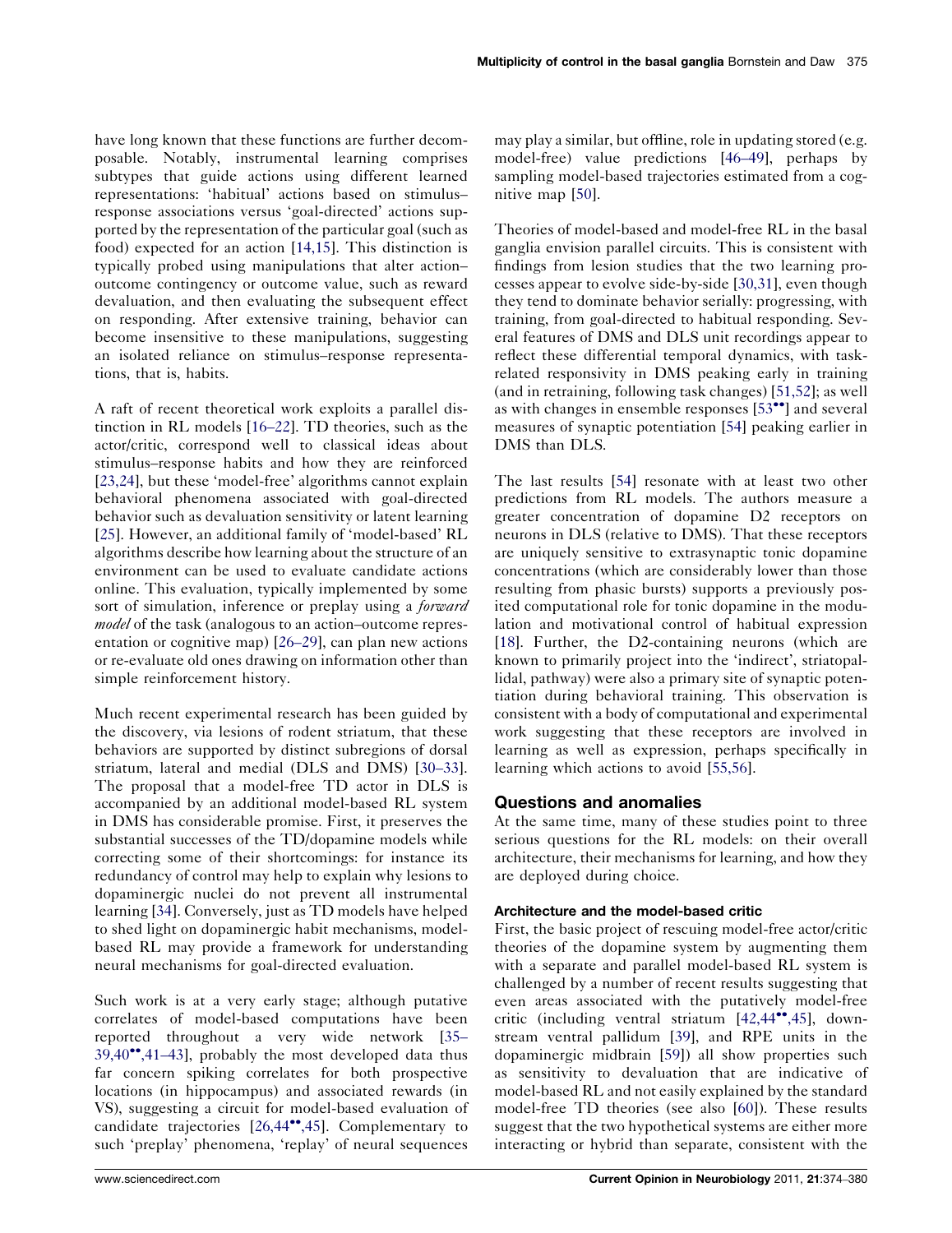have long known that these functions are further decomposable. Notably, instrumental learning comprises subtypes that guide actions using different learned representations: 'habitual' actions based on stimulus–response associations versus 'goal-directed' actions supported by the representation of the particular goal (such as food) expected for an action [14,15]. This distinction is typically probed using manipulations that alter action–outcome contingency or outcome value, such as reward devaluation, and then evaluating the subsequent effect on responding. After extensive training, behavior can become insensitive to these manipulations, suggesting an isolated reliance on stimulus–response representations, that is, habits.

A raft of recent theoretical work exploits a parallel distinction in RL models [16–22]. TD theories, such as the actor/critic, correspond well to classical ideas about stimulus–response habits and how they are reinforced [23,24], but these 'model-free' algorithms cannot explain behavioral phenomena associated with goal-directed behavior such as devaluation sensitivity or latent learning [25]. However, an additional family of 'model-based' RL algorithms describe how learning about the structure of an environment can be used to evaluate candidate actions online. This evaluation, typically implemented by some sort of simulation, inference or preplay using a *forward model* of the task (analogous to an action–outcome representation or cognitive map) [26–29], can plan new actions or re-evaluate old ones drawing on information other than simple reinforcement history.

Much recent experimental research has been guided by the discovery, via lesions of rodent striatum, that these behaviors are supported by distinct subregions of dorsal striatum, lateral and medial (DLS and DMS) [30–33]. The proposal that a model-free TD actor in DLS is accompanied by an additional model-based RL system in DMS has considerable promise. First, it preserves the substantial successes of the TD/dopamine models while correcting some of their shortcomings: for instance its redundancy of control may help to explain why lesions to dopaminergic nuclei do not prevent all instrumental learning [34]. Conversely, just as TD models have helped to shed light on dopaminergic habit mechanisms, model-based RL may provide a framework for understanding neural mechanisms for goal-directed evaluation.

Such work is at a very early stage; although putative correlates of model-based computations have been reported throughout a very wide network [35–39,40••,41–43], probably the most developed data thus far concern spiking correlates for both prospective locations (in hippocampus) and associated rewards (in VS), suggesting a circuit for model-based evaluation of candidate trajectories [26,44••,45]. Complementary to such 'preplay' phenomena, 'replay' of neural sequences may play a similar, but offline, role in updating stored (e.g. model-free) value predictions [46–49], perhaps by sampling model-based trajectories estimated from a cognitive map [50].

Theories of model-based and model-free RL in the basal ganglia envision parallel circuits. This is consistent with findings from lesion studies that the two learning processes appear to evolve side-by-side [30,31], even though they tend to dominate behavior serially: progressing, with training, from goal-directed to habitual responding. Several features of DMS and DLS unit recordings appear to reflect these differential temporal dynamics, with task-related responsivity in DMS peaking early in training (and in retraining, following task changes) [51,52]; as well as with changes in ensemble responses [53••] and several measures of synaptic potentiation [54] peaking earlier in DMS than DLS.

The last results [54] resonate with at least two other predictions from RL models. The authors measure a greater concentration of dopamine D2 receptors on neurons in DLS (relative to DMS). That these receptors are uniquely sensitive to extrasynaptic tonic dopamine concentrations (which are considerably lower than those resulting from phasic bursts) supports a previously posited computational role for tonic dopamine in the modulation and motivational control of habitual expression [18]. Further, the D2-containing neurons (which are known to primarily project into the 'indirect', striatopallidal, pathway) were also a primary site of synaptic potentiation during behavioral training. This observation is consistent with a body of computational and experimental work suggesting that these receptors are involved in learning as well as expression, perhaps specifically in learning which actions to avoid [55,56].

## Questions and anomalies

At the same time, many of these studies point to three serious questions for the RL models: on their overall architecture, their mechanisms for learning, and how they are deployed during choice.

### Architecture and the model-based critic

First, the basic project of rescuing model-free actor/critic theories of the dopamine system by augmenting them with a separate and parallel model-based RL system is challenged by a number of recent results suggesting that even areas associated with the putatively model-free critic (including ventral striatum [42,44••,45], downstream ventral pallidum [39], and RPE units in the dopaminergic midbrain [59]) all show properties such as sensitivity to devaluation that are indicative of model-based RL and not easily explained by the standard model-free TD theories (see also [60]). These results suggest that the two hypothetical systems are either more interacting or hybrid than separate, consistent with the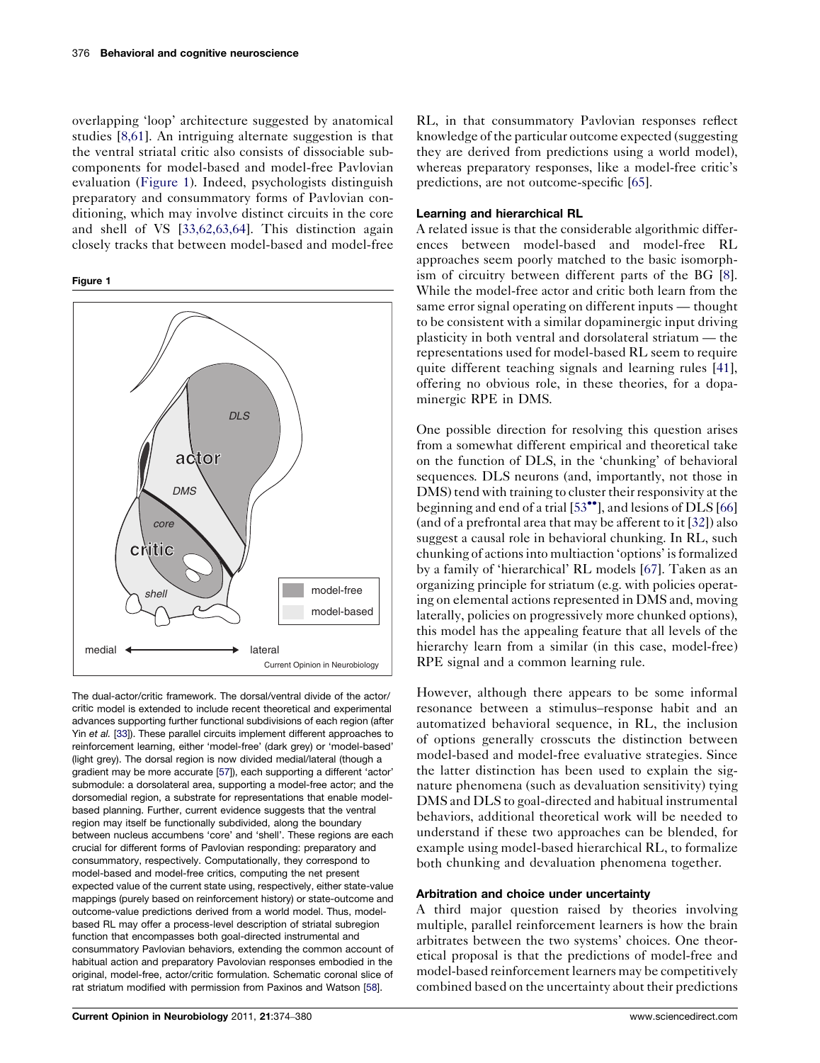overlapping 'loop' architecture suggested by anatomical studies [8,61]. An intriguing alternate suggestion is that the ventral striatal critic also consists of dissociable subcomponents for model-based and model-free Pavlovian evaluation (Figure 1). Indeed, psychologists distinguish preparatory and consummatory forms of Pavlovian conditioning, which may involve distinct circuits in the core and shell of VS [33,62,63,64]. This distinction again closely tracks that between model-based and model-free RL, in that consummatory Pavlovian responses reflect knowledge of the particular outcome expected (suggesting they are derived from predictions using a world model), whereas preparatory responses, like a model-free critic's predictions, are not outcome-specific [65].

**Figure 1**

The dual-actor/critic framework. The dorsal/ventral divide of the actor/critic model is extended to include recent theoretical and experimental advances supporting further functional subdivisions of each region (after Yin *et al.* [33]). These parallel circuits implement different approaches to reinforcement learning, either 'model-free' (dark grey) or 'model-based' (light grey). The dorsal region is now divided medial/lateral (though a gradient may be more accurate [57]), each supporting a different 'actor' submodule: a dorsolateral area, supporting a model-free actor; and the dorsomedial region, a substrate for representations that enable model-based planning. Further, current evidence suggests that the ventral region may itself be functionally subdivided, along the boundary between nucleus accumbens 'core' and 'shell'. These regions are each crucial for different forms of Pavlovian responding: preparatory and consummatory, respectively. Computationally, they correspond to model-based and model-free critics, computing the net present expected value of the current state using, respectively, either state-value mappings (purely based on reinforcement history) or state-outcome and outcome-value predictions derived from a world model. Thus, model-based RL may offer a process-level description of striatal subregion function that encompasses both goal-directed instrumental and consummatory Pavlovian behaviors, extending the common account of habitual action and preparatory Pavolovian responses embodied in the original, model-free, actor/critic formulation. Schematic coronal slice of rat striatum modified with permission from Paxinos and Watson [58].

## Learning and hierarchical RL

A related issue is that the considerable algorithmic differences between model-based and model-free RL approaches seem poorly matched to the basic isomorphism of circuitry between different parts of the BG [8]. While the model-free actor and critic both learn from the same error signal operating on different inputs — thought to be consistent with a similar dopaminergic input driving plasticity in both ventral and dorsolateral striatum — the representations used for model-based RL seem to require quite different teaching signals and learning rules [41], offering no obvious role, in these theories, for a dopaminergic RPE in DMS.

One possible direction for resolving this question arises from a somewhat different empirical and theoretical take on the function of DLS, in the 'chunking' of behavioral sequences. DLS neurons (and, importantly, not those in DMS) tend with training to cluster their responsivity at the beginning and end of a trial [53••], and lesions of DLS [66] (and of a prefrontal area that may be afferent to it [32]) also suggest a causal role in behavioral chunking. In RL, such chunking of actions into multiaction 'options' is formalized by a family of 'hierarchical' RL models [67]. Taken as an organizing principle for striatum (e.g. with policies operating on elemental actions represented in DMS and, moving laterally, policies on progressively more chunked options), this model has the appealing feature that all levels of the hierarchy learn from a similar (in this case, model-free) RPE signal and a common learning rule.

However, although there appears to be some informal resonance between a stimulus–response habit and an automatized behavioral sequence, in RL, the inclusion of options generally crosscuts the distinction between model-based and model-free evaluative strategies. Since the latter distinction has been used to explain the signature phenomena (such as devaluation sensitivity) tying DMS and DLS to goal-directed and habitual instrumental behaviors, additional theoretical work will be needed to understand if these two approaches can be blended, for example using model-based hierarchical RL, to formalize both chunking and devaluation phenomena together.

## Arbitration and choice under uncertainty

A third major question raised by theories involving multiple, parallel reinforcement learners is how the brain arbitrates between the two systems' choices. One theoretical proposal is that the predictions of model-free and model-based reinforcement learners may be competitively combined based on the uncertainty about their predictions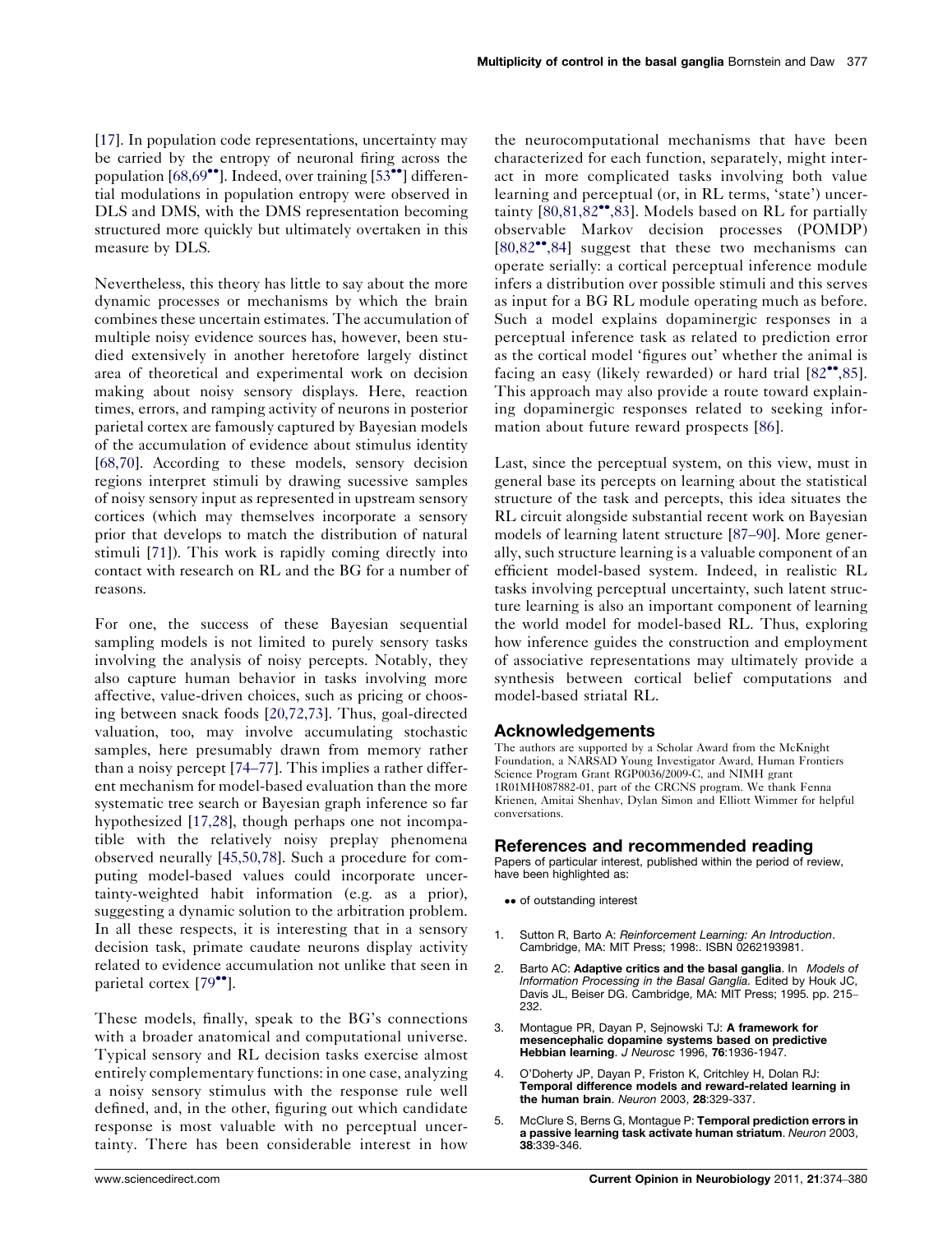[17]. In population code representations, uncertainty may be carried by the entropy of neuronal firing across the population [68,69••]. Indeed, over training [53••] differential modulations in population entropy were observed in DLS and DMS, with the DMS representation becoming structured more quickly but ultimately overtaken in this measure by DLS.

Nevertheless, this theory has little to say about the more dynamic processes or mechanisms by which the brain combines these uncertain estimates. The accumulation of multiple noisy evidence sources has, however, been studied extensively in another heretofore largely distinct area of theoretical and experimental work on decision making about noisy sensory displays. Here, reaction times, errors, and ramping activity of neurons in posterior parietal cortex are famously captured by Bayesian models of the accumulation of evidence about stimulus identity [68,70]. According to these models, sensory decision regions interpret stimuli by drawing sucessive samples of noisy sensory input as represented in upstream sensory cortices (which may themselves incorporate a sensory prior that develops to match the distribution of natural stimuli [71]). This work is rapidly coming directly into contact with research on RL and the BG for a number of reasons.

For one, the success of these Bayesian sequential sampling models is not limited to purely sensory tasks involving the analysis of noisy percepts. Notably, they also capture human behavior in tasks involving more affective, value-driven choices, such as pricing or choosing between snack foods [20,72,73]. Thus, goal-directed valuation, too, may involve accumulating stochastic samples, here presumably drawn from memory rather than a noisy percept [74–77]. This implies a rather different mechanism for model-based evaluation than the more systematic tree search or Bayesian graph inference so far hypothesized [17,28], though perhaps one not incompatible with the relatively noisy preplay phenomena observed neurally [45,50,78]. Such a procedure for computing model-based values could incorporate uncertainty-weighted habit information (e.g. as a prior), suggesting a dynamic solution to the arbitration problem. In all these respects, it is interesting that in a sensory decision task, primate caudate neurons display activity related to evidence accumulation not unlike that seen in parietal cortex [79••].

These models, finally, speak to the BG's connections with a broader anatomical and computational universe. Typical sensory and RL decision tasks exercise almost entirely complementary functions: in one case, analyzing a noisy sensory stimulus with the response rule well defined, and, in the other, figuring out which candidate response is most valuable with no perceptual uncertainty. There has been considerable interest in how the neurocomputational mechanisms that have been characterized for each function, separately, might interact in more complicated tasks involving both value learning and perceptual (or, in RL terms, 'state') uncertainty [80,81,82••,83]. Models based on RL for partially observable Markov decision processes (POMDP) [80,82••,84] suggest that these two mechanisms can operate serially: a cortical perceptual inference module infers a distribution over possible stimuli and this serves as input for a BG RL module operating much as before. Such a model explains dopaminergic responses in a perceptual inference task as related to prediction error as the cortical model 'figures out' whether the animal is facing an easy (likely rewarded) or hard trial [82••,85]. This approach may also provide a route toward explaining dopaminergic responses related to seeking information about future reward prospects [86].

Last, since the perceptual system, on this view, must in general base its percepts on learning about the statistical structure of the task and percepts, this idea situates the RL circuit alongside substantial recent work on Bayesian models of learning latent structure [87–90]. More generally, such structure learning is a valuable component of an efficient model-based system. Indeed, in realistic RL tasks involving perceptual uncertainty, such latent structure learning is also an important component of learning the world model for model-based RL. Thus, exploring how inference guides the construction and employment of associative representations may ultimately provide a synthesis between cortical belief computations and model-based striatal RL.

## Acknowledgements

The authors are supported by a Scholar Award from the McKnight Foundation, a NARSAD Young Investigator Award, Human Frontiers Science Program Grant RGP0036/2009-C, and NIMH grant 1R01MH087882-01, part of the CRCNS program. We thank Fenna Krienen, Amitai Shenhav, Dylan Simon and Elliott Wimmer for helpful conversations.

## References and recommended reading

Papers of particular interest, published within the period of review, have been highlighted as:

•• of outstanding interest

1. Sutton R, Barto A: *Reinforcement Learning: An Introduction*. Cambridge, MA: MIT Press; 1998:. ISBN 0262193981.
2. Barto AC: **Adaptive critics and the basal ganglia**. In *Models of Information Processing in the Basal Ganglia*. Edited by Houk JC, Davis JL, Beiser DG. Cambridge, MA: MIT Press; 1995. pp. 215–232.
3. Montague PR, Dayan P, Sejnowski TJ: **A framework for mesencephalic dopamine systems based on predictive Hebbian learning**. *J Neurosc* 1996, **76**:1936-1947.
4. O'Doherty JP, Dayan P, Friston K, Critchley H, Dolan RJ: **Temporal difference models and reward-related learning in the human brain**. *Neuron* 2003, **28**:329-337.
5. McClure S, Berns G, Montague P: **Temporal prediction errors in a passive learning task activate human striatum**. *Neuron* 2003, **38**:339-346.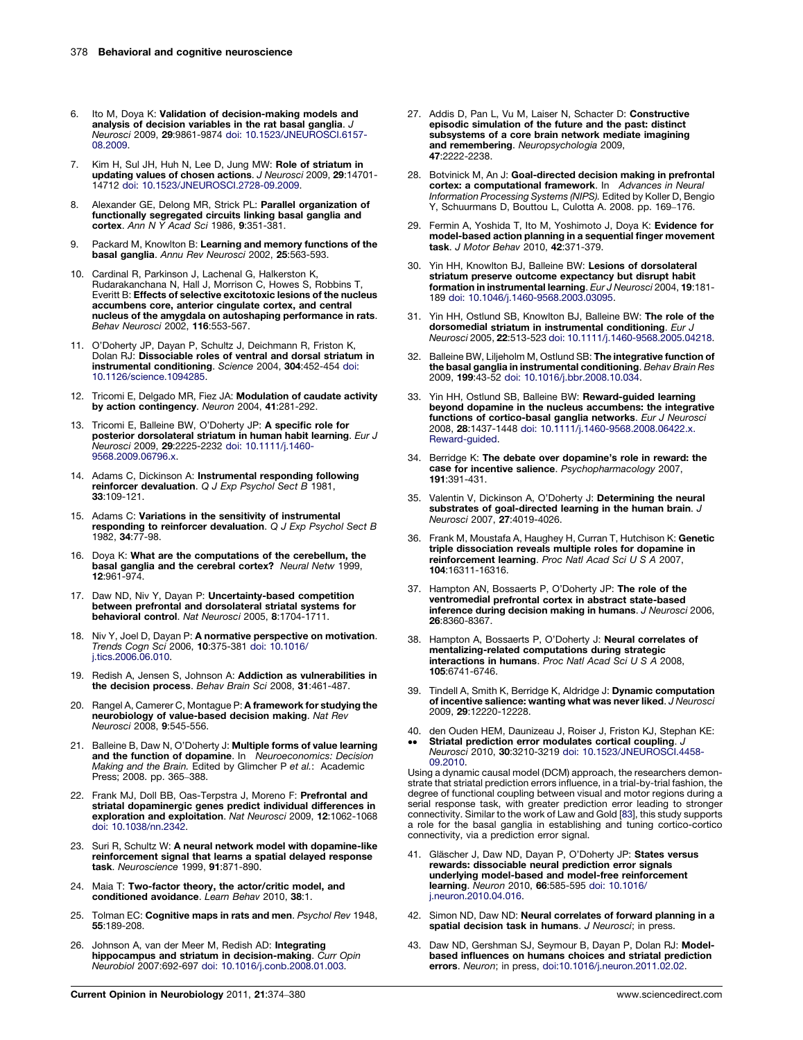6. Ito M, Doya K: **Validation of decision-making models and analysis of decision variables in the rat basal ganglia**. *J Neurosci* 2009, **29**:9861-9874 doi: 10.1523/JNEUROSCI.6157-08.2009.

7. Kim H, Sul JH, Huh N, Lee D, Jung MW: **Role of striatum in updating values of chosen actions**. *J Neurosci* 2009, **29**:14701-14712 doi: 10.1523/JNEUROSCI.2728-09.2009.

8. Alexander GE, Delong MR, Strick PL: **Parallel organization of functionally segregated circuits linking basal ganglia and cortex**. *Ann N Y Acad Sci* 1986, **9**:351-381.

9. Packard M, Knowlton B: **Learning and memory functions of the basal ganglia**. *Annu Rev Neurosci* 2002, **25**:563-593.

10. Cardinal R, Parkinson J, Lachenal G, Halkerston K, Rudarakanchana N, Hall J, Morrison C, Howes S, Robbins T, Everitt B: **Effects of selective excitotoxic lesions of the nucleus accumbens core, anterior cingulate cortex, and central nucleus of the amygdala on autoshaping performance in rats**. *Behav Neurosci* 2002, **116**:553-567.

11. O'Doherty JP, Dayan P, Schultz J, Deichmann R, Friston K, Dolan RJ: **Dissociable roles of ventral and dorsal striatum in instrumental conditioning**. *Science* 2004, **304**:452-454 doi: 10.1126/science.1094285.

12. Tricomi E, Delgado MR, Fiez JA: **Modulation of caudate activity by action contingency**. *Neuron* 2004, **41**:281-292.

13. Tricomi E, Balleine BW, O'Doherty JP: **A specific role for posterior dorsolateral striatum in human habit learning**. *Eur J Neurosci* 2009, **29**:2225-2232 doi: 10.1111/j.1460-9568.2009.06796.x.

14. Adams C, Dickinson A: **Instrumental responding following reinforcer devaluation**. *Q J Exp Psychol Sect B* 1981, **33**:109-121.

15. Adams C: **Variations in the sensitivity of instrumental responding to reinforcer devaluation**. *Q J Exp Psychol Sect B* 1982, **34**:77-98.

16. Doya K: **What are the computations of the cerebellum, the basal ganglia and the cerebral cortex?** *Neural Netw* 1999, **12**:961-974.

17. Daw ND, Niv Y, Dayan P: **Uncertainty-based competition between prefrontal and dorsolateral striatal systems for behavioral control**. *Nat Neurosci* 2005, **8**:1704-1711.

18. Niv Y, Joel D, Dayan P: **A normative perspective on motivation**. *Trends Cogn Sci* 2006, **10**:375-381 doi: 10.1016/j.tics.2006.06.010.

19. Redish A, Jensen S, Johnson A: **Addiction as vulnerabilities in the decision process**. *Behav Brain Sci* 2008, **31**:461-487.

20. Rangel A, Camerer C, Montague P: **A framework for studying the neurobiology of value-based decision making**. *Nat Rev Neurosci* 2008, **9**:545-556.

21. Balleine B, Daw N, O'Doherty J: **Multiple forms of value learning and the function of dopamine**. In *Neuroeconomics: Decision Making and the Brain.* Edited by Glimcher P *et al.*: Academic Press; 2008. pp. 365–388.

22. Frank MJ, Doll BB, Oas-Terpstra J, Moreno F: **Prefrontal and striatal dopaminergic genes predict individual differences in exploration and exploitation**. *Nat Neurosci* 2009, **12**:1062-1068 doi: 10.1038/nn.2342.

23. Suri R, Schultz W: **A neural network model with dopamine-like reinforcement signal that learns a spatial delayed response task**. *Neuroscience* 1999, **91**:871-890.

24. Maia T: **Two-factor theory, the actor/critic model, and conditioned avoidance**. *Learn Behav* 2010, **38**:1.

25. Tolman EC: **Cognitive maps in rats and men**. *Psychol Rev* 1948, **55**:189-208.

26. Johnson A, van der Meer M, Redish AD: **Integrating hippocampus and striatum in decision-making**. *Curr Opin Neurobiol* 2007:692-697 doi: 10.1016/j.conb.2008.01.003.

27. Addis D, Pan L, Vu M, Laiser N, Schacter D: **Constructive episodic simulation of the future and the past: distinct subsystems of a core brain network mediate imagining and remembering**. *Neuropsychologia* 2009, **47**:2222-2238.

28. Botvinick M, An J: **Goal-directed decision making in prefrontal cortex: a computational framework**. In *Advances in Neural Information Processing Systems (NIPS).* Edited by Koller D, Bengio Y, Schuurmans D, Bouttou L, Culotta A. 2008. pp. 169–176.

29. Fermin A, Yoshida T, Ito M, Yoshimoto J, Doya K: **Evidence for model-based action planning in a sequential finger movement task**. *J Motor Behav* 2010, **42**:371-379.

30. Yin HH, Knowlton BJ, Balleine BW: **Lesions of dorsolateral striatum preserve outcome expectancy but disrupt habit formation in instrumental learning**. *Eur J Neurosci* 2004, **19**:181-189 doi: 10.1046/j.1460-9568.2003.03095.

31. Yin HH, Ostlund SB, Knowlton BJ, Balleine BW: **The role of the dorsomedial striatum in instrumental conditioning**. *Eur J Neurosci* 2005, **22**:513-523 doi: 10.1111/j.1460-9568.2005.04218.

32. Balleine BW, Liljeholm M, Ostlund SB: **The integrative function of the basal ganglia in instrumental conditioning**. *Behav Brain Res* 2009, **199**:43-52 doi: 10.1016/j.bbr.2008.10.034.

33. Yin HH, Ostlund SB, Balleine BW: **Reward-guided learning beyond dopamine in the nucleus accumbens: the integrative functions of cortico-basal ganglia networks**. *Eur J Neurosci* 2008, **28**:1437-1448 doi: 10.1111/j.1460-9568.2008.06422.x. Reward-guided.

34. Berridge K: **The debate over dopamine's role in reward: the case for incentive salience**. *Psychopharmacology* 2007, **191**:391-431.

35. Valentin V, Dickinson A, O'Doherty J: **Determining the neural substrates of goal-directed learning in the human brain**. *J Neurosci* 2007, **27**:4019-4026.

36. Frank M, Moustafa A, Haughey H, Curran T, Hutchison K: **Genetic triple dissociation reveals multiple roles for dopamine in reinforcement learning**. *Proc Natl Acad Sci U S A* 2007, **104**:16311-16316.

37. Hampton AN, Bossaerts P, O'Doherty JP: **The role of the ventromedial prefrontal cortex in abstract state-based inference during decision making in humans**. *J Neurosci* 2006, **26**:8360-8367.

38. Hampton A, Bossaerts P, O'Doherty J: **Neural correlates of mentalizing-related computations during strategic interactions in humans**. *Proc Natl Acad Sci U S A* 2008, **105**:6741-6746.

39. Tindell A, Smith K, Berridge K, Aldridge J: **Dynamic computation of incentive salience: wanting what was never liked**. *J Neurosci* 2009, **29**:12220-12228.

40. •• den Ouden HEM, Daunizeau J, Roiser J, Friston KJ, Stephan KE: **Striatal prediction error modulates cortical coupling**. *J Neurosci* 2010, **30**:3210-3219 doi: 10.1523/JNEUROSCI.4458-09.2010.

Using a dynamic causal model (DCM) approach, the researchers demonstrate that striatal prediction errors influence, in a trial-by-trial fashion, the degree of functional coupling between visual and motor regions during a serial response task, with greater prediction error leading to stronger connectivity. Similar to the work of Law and Gold [83], this study supports a role for the basal ganglia in establishing and tuning cortico-cortico connectivity, via a prediction error signal.

41. Gläscher J, Daw ND, Dayan P, O'Doherty JP: **States versus rewards: dissociable neural prediction error signals underlying model-based and model-free reinforcement learning**. *Neuron* 2010, **66**:585-595 doi: 10.1016/j.neuron.2010.04.016.

42. Simon ND, Daw ND: **Neural correlates of forward planning in a spatial decision task in humans**. *J Neurosci*; in press.

43. Daw ND, Gershman SJ, Seymour B, Dayan P, Dolan RJ: **Model-based influences on humans choices and striatal prediction errors**. *Neuron*; in press, doi:10.1016/j.neuron.2011.02.02.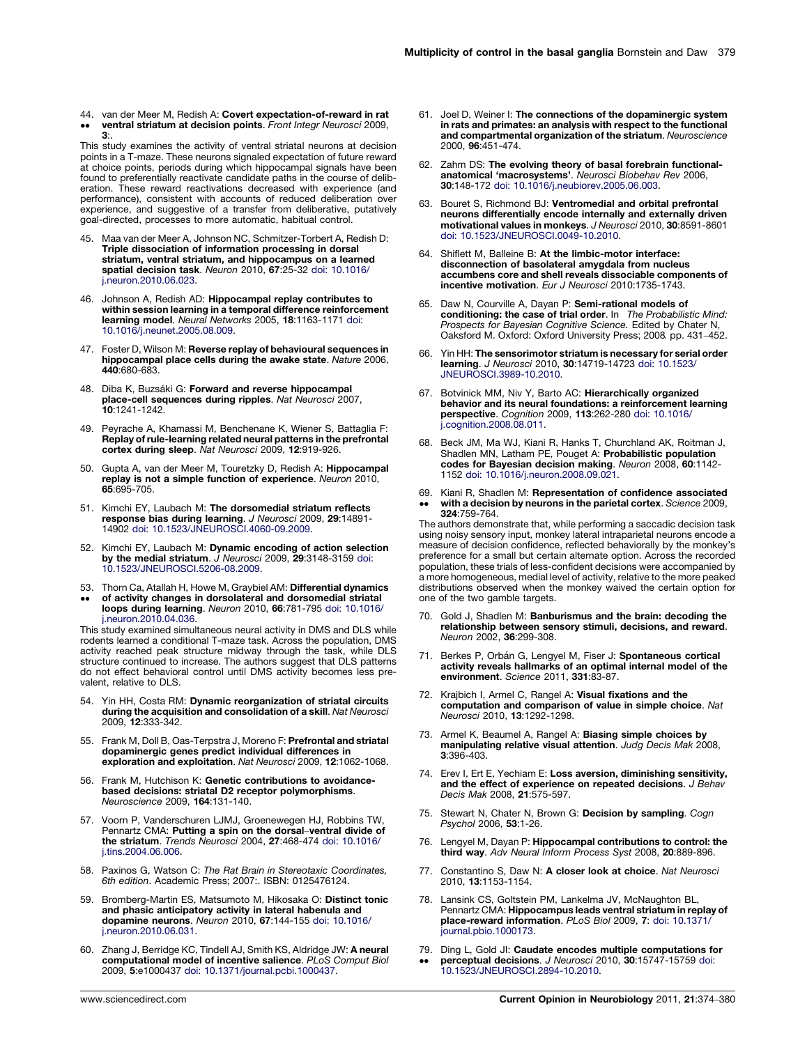44. van der Meer M, Redish A: **Covert expectation-of-reward in rat ventral striatum at decision points**. *Front Integr Neurosci* 2009, **3**:.

•• This study examines the activity of ventral striatal neurons at decision points in a T-maze. These neurons signaled expectation of future reward at choice points, periods during which hippocampal signals have been found to preferentially reactivate candidate paths in the course of deliberation. These reward reactivations decreased with experience (and performance), consistent with accounts of reduced deliberation over experience, and suggestive of a transfer from deliberative, putatively goal-directed, processes to more automatic, habitual control.

45. Maa van der Meer A, Johnson NC, Schmitzer-Torbert A, Redish D: **Triple dissociation of information processing in dorsal striatum, ventral striatum, and hippocampus on a learned spatial decision task**. *Neuron* 2010, **67**:25-32 doi: 10.1016/j.neuron.2010.06.023.

46. Johnson A, Redish AD: **Hippocampal replay contributes to within session learning in a temporal difference reinforcement learning model**. *Neural Networks* 2005, **18**:1163-1171 doi: 10.1016/j.neunet.2005.08.009.

47. Foster D, Wilson M: **Reverse replay of behavioural sequences in hippocampal place cells during the awake state**. *Nature* 2006, **440**:680-683.

48. Diba K, Buzsáki G: **Forward and reverse hippocampal place-cell sequences during ripples**. *Nat Neurosci* 2007, **10**:1241-1242.

49. Peyrache A, Khamassi M, Benchenane K, Wiener S, Battaglia F: **Replay of rule-learning related neural patterns in the prefrontal cortex during sleep**. *Nat Neurosci* 2009, **12**:919-926.

50. Gupta A, van der Meer M, Touretzky D, Redish A: **Hippocampal replay is not a simple function of experience**. *Neuron* 2010, **65**:695-705.

51. Kimchi EY, Laubach M: **The dorsomedial striatum reflects response bias during learning**. *J Neurosci* 2009, **29**:14891-14902 doi: 10.1523/JNEUROSCI.4060-09.2009.

52. Kimchi EY, Laubach M: **Dynamic encoding of action selection by the medial striatum**. *J Neurosci* 2009, **29**:3148-3159 doi: 10.1523/JNEUROSCI.5206-08.2009.

53. Thorn Ca, Atallah H, Howe M, Graybiel AM: **Differential dynamics of activity changes in dorsolateral and dorsomedial striatal loops during learning**. *Neuron* 2010, **66**:781-795 doi: 10.1016/j.neuron.2010.04.036.

•• This study examined simultaneous neural activity in DMS and DLS while rodents learned a conditional T-maze task. Across the population, DMS activity reached peak structure midway through the task, while DLS structure continued to increase. The authors suggest that DLS patterns do not effect behavioral control until DMS activity becomes less prevalent, relative to DLS.

54. Yin HH, Costa RM: **Dynamic reorganization of striatal circuits during the acquisition and consolidation of a skill**. *Nat Neurosci* 2009, **12**:333-342.

55. Frank M, Doll B, Oas-Terpstra J, Moreno F: **Prefrontal and striatal dopaminergic genes predict individual differences in exploration and exploitation**. *Nat Neurosci* 2009, **12**:1062-1068.

56. Frank M, Hutchison K: **Genetic contributions to avoidance-based decisions: striatal D2 receptor polymorphisms**. *Neuroscience* 2009, **164**:131-140.

57. Voorn P, Vanderschuren LJMJ, Groenewegen HJ, Robbins TW, Pennartz CMA: **Putting a spin on the dorsal–ventral divide of the striatum**. *Trends Neurosci* 2004, **27**:468-474 doi: 10.1016/j.tins.2004.06.006.

58. Paxinos G, Watson C: *The Rat Brain in Stereotaxic Coordinates, 6th edition*. Academic Press; 2007:. ISBN: 0125476124.

59. Bromberg-Martin ES, Matsumoto M, Hikosaka O: **Distinct tonic and phasic anticipatory activity in lateral habenula and dopamine neurons**. *Neuron* 2010, **67**:144-155 doi: 10.1016/j.neuron.2010.06.031.

60. Zhang J, Berridge KC, Tindell AJ, Smith KS, Aldridge JW: **A neural computational model of incentive salience**. *PLoS Comput Biol* 2009, **5**:e1000437 doi: 10.1371/journal.pcbi.1000437.

61. Joel D, Weiner I: **The connections of the dopaminergic system in rats and primates: an analysis with respect to the functional and compartmental organization of the striatum**. *Neuroscience* 2000, **96**:451-474.

62. Zahm DS: **The evolving theory of basal forebrain functional-anatomical 'macrosystems'**. *Neurosci Biobehav Rev* 2006, **30**:148-172 doi: 10.1016/j.neubiorev.2005.06.003.

63. Bouret S, Richmond BJ: **Ventromedial and orbital prefrontal neurons differentially encode internally and externally driven motivational values in monkeys**. *J Neurosci* 2010, **30**:8591-8601 doi: 10.1523/JNEUROSCI.0049-10.2010.

64. Shiflett M, Balleine B: **At the limbic-motor interface: disconnection of basolateral amygdala from nucleus accumbens core and shell reveals dissociable components of incentive motivation**. *Eur J Neurosci* 2010:1735-1743.

65. Daw N, Courville A, Dayan P: **Semi-rational models of conditioning: the case of trial order**. In *The Probabilistic Mind: Prospects for Bayesian Cognitive Science.* Edited by Chater N, Oaksford M. Oxford: Oxford University Press; 2008. pp. 431–452.

66. Yin HH: **The sensorimotor striatum is necessary for serial order learning**. *J Neurosci* 2010, **30**:14719-14723 doi: 10.1523/JNEUROSCI.3989-10.2010.

67. Botvinick MM, Niv Y, Barto AC: **Hierarchically organized behavior and its neural foundations: a reinforcement learning perspective**. *Cognition* 2009, **113**:262-280 doi: 10.1016/j.cognition.2008.08.011.

68. Beck JM, Ma WJ, Kiani R, Hanks T, Churchland AK, Roitman J, Shadlen MN, Latham PE, Pouget A: **Probabilistic population codes for Bayesian decision making**. *Neuron* 2008, **60**:1142-1152 doi: 10.1016/j.neuron.2008.09.021.

69. Kiani R, Shadlen M: **Representation of confidence associated with a decision by neurons in the parietal cortex**. *Science* 2009, **324**:759-764.

•• The authors demonstrate that, while performing a saccadic decision task using noisy sensory input, monkey lateral intraparietal neurons encode a measure of decision confidence, reflected behaviorally by the monkey's preference for a small but certain alternate option. Across the recorded population, these trials of less-confident decisions were accompanied by a more homogeneous, medial level of activity, relative to the more peaked distributions observed when the monkey waived the certain option for one of the two gamble targets.

70. Gold J, Shadlen M: **Banburismus and the brain: decoding the relationship between sensory stimuli, decisions, and reward**. *Neuron* 2002, **36**:299-308.

71. Berkes P, Orbán G, Lengyel M, Fiser J: **Spontaneous cortical activity reveals hallmarks of an optimal internal model of the environment**. *Science* 2011, **331**:83-87.

72. Krajbich I, Armel C, Rangel A: **Visual fixations and the computation and comparison of value in simple choice**. *Nat Neurosci* 2010, **13**:1292-1298.

73. Armel K, Beaumel A, Rangel A: **Biasing simple choices by manipulating relative visual attention**. *Judg Decis Mak* 2008, **3**:396-403.

74. Erev I, Ert E, Yechiam E: **Loss aversion, diminishing sensitivity, and the effect of experience on repeated decisions**. *J Behav Decis Mak* 2008, **21**:575-597.

75. Stewart N, Chater N, Brown G: **Decision by sampling**. *Cogn Psychol* 2006, **53**:1-26.

76. Lengyel M, Dayan P: **Hippocampal contributions to control: the third way**. *Adv Neural Inform Process Syst* 2008, **20**:889-896.

77. Constantino S, Daw N: **A closer look at choice**. *Nat Neurosci* 2010, **13**:1153-1154.

78. Lansink CS, Goltstein PM, Lankelma JV, McNaughton BL, Pennartz CMA: **Hippocampus leads ventral striatum in replay of place-reward information**. *PLoS Biol* 2009, **7**: doi: 10.1371/journal.pbio.1000173.

79. Ding L, Gold JI: **Caudate encodes multiple computations for perceptual decisions**. *J Neurosci* 2010, **30**:15747-15759 doi: 10.1523/JNEUROSCI.2894-10.2010.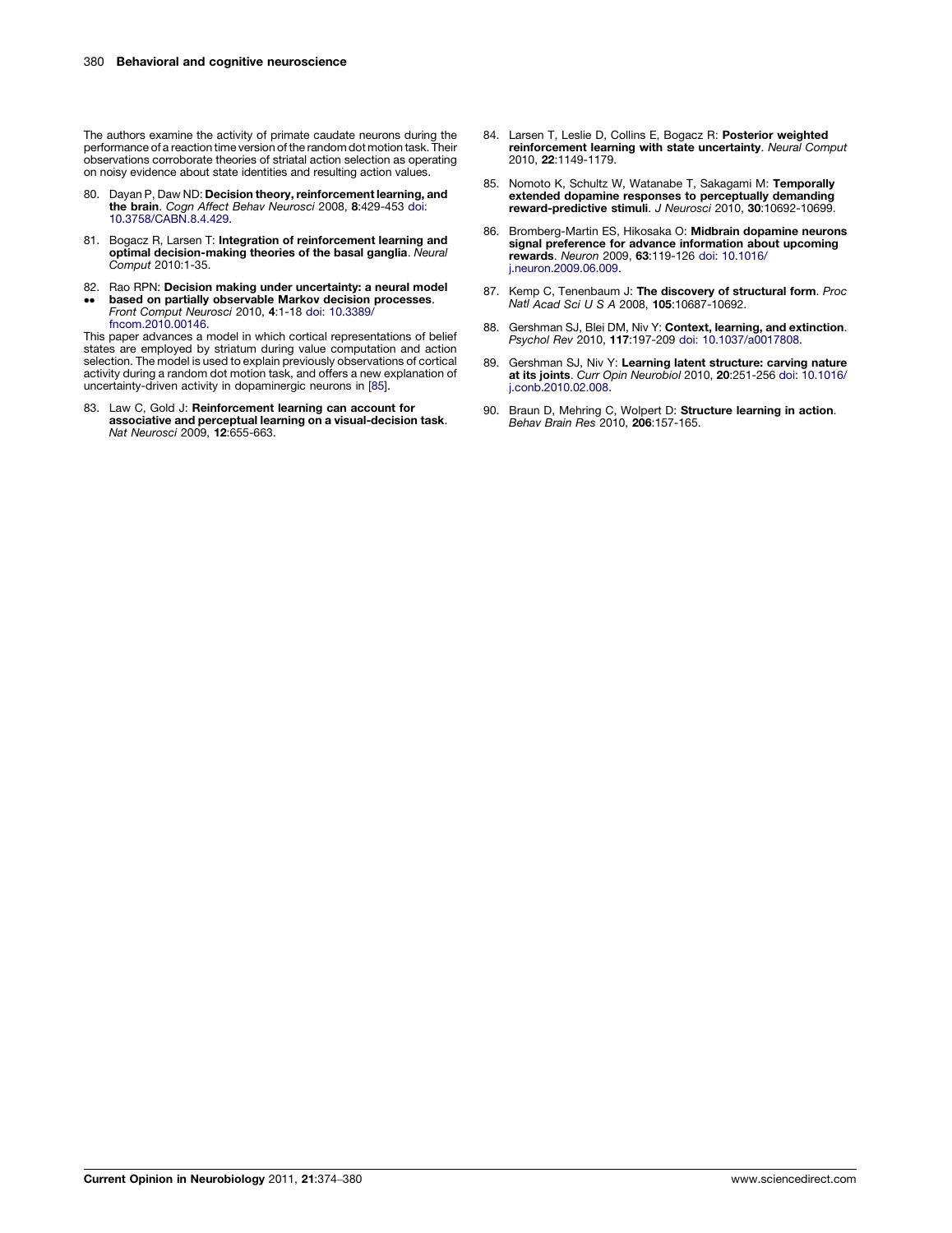The authors examine the activity of primate caudate neurons during the performance of a reaction time version of the random dot motion task. Their observations corroborate theories of striatal action selection as operating on noisy evidence about state identities and resulting action values.

80. Dayan P, Daw ND: **Decision theory, reinforcement learning, and the brain**. *Cogn Affect Behav Neurosci* 2008, **8**:429-453 doi: 10.3758/CABN.8.4.429.

81. Bogacz R, Larsen T: **Integration of reinforcement learning and optimal decision-making theories of the basal ganglia**. *Neural Comput* 2010:1-35.

82. •• Rao RPN: **Decision making under uncertainty: a neural model based on partially observable Markov decision processes**. *Front Comput Neurosci* 2010, **4**:1-18 doi: 10.3389/fncom.2010.00146.

This paper advances a model in which cortical representations of belief states are employed by striatum during value computation and action selection. The model is used to explain previously observations of cortical activity during a random dot motion task, and offers a new explanation of uncertainty-driven activity in dopaminergic neurons in [85].

83. Law C, Gold J: **Reinforcement learning can account for associative and perceptual learning on a visual-decision task**. *Nat Neurosci* 2009, **12**:655-663.

84. Larsen T, Leslie D, Collins E, Bogacz R: **Posterior weighted reinforcement learning with state uncertainty**. *Neural Comput* 2010, **22**:1149-1179.

85. Nomoto K, Schultz W, Watanabe T, Sakagami M: **Temporally extended dopamine responses to perceptually demanding reward-predictive stimuli**. *J Neurosci* 2010, **30**:10692-10699.

86. Bromberg-Martin ES, Hikosaka O: **Midbrain dopamine neurons signal preference for advance information about upcoming rewards**. *Neuron* 2009, **63**:119-126 doi: 10.1016/j.neuron.2009.06.009.

87. Kemp C, Tenenbaum J: **The discovery of structural form**. *Proc Natl Acad Sci U S A* 2008, **105**:10687-10692.

88. Gershman SJ, Blei DM, Niv Y: **Context, learning, and extinction**. *Psychol Rev* 2010, **117**:197-209 doi: 10.1037/a0017808.

89. Gershman SJ, Niv Y: **Learning latent structure: carving nature at its joints**. *Curr Opin Neurobiol* 2010, **20**:251-256 doi: 10.1016/j.conb.2010.02.008.

90. Braun D, Mehring C, Wolpert D: **Structure learning in action**. *Behav Brain Res* 2010, **206**:157-165.